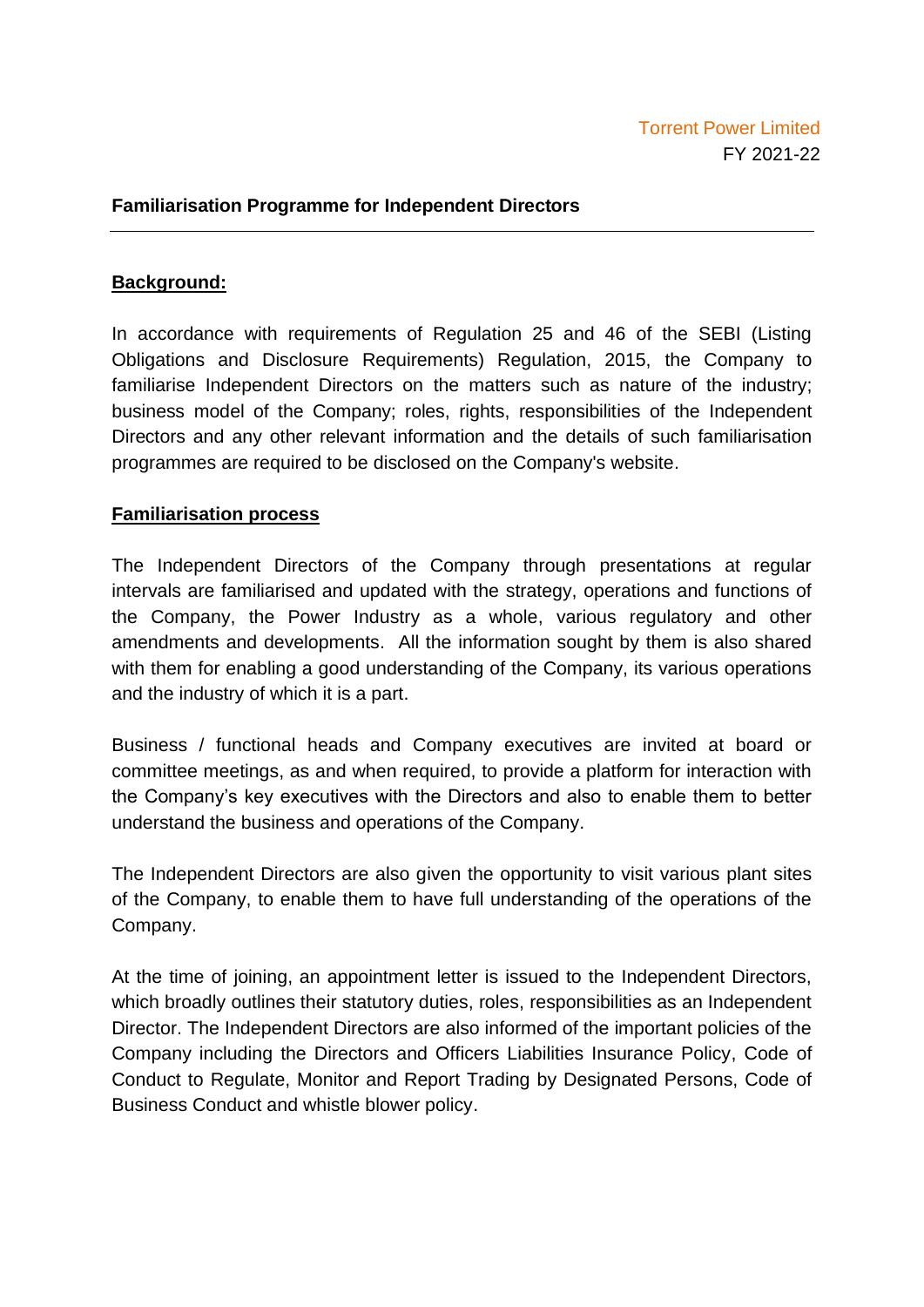Torrent Power Limited
FY 2021-22

## Familiarisation Programme for Independent Directors

---

**Background:**

In accordance with requirements of Regulation 25 and 46 of the SEBI (Listing Obligations and Disclosure Requirements) Regulation, 2015, the Company to familiarise Independent Directors on the matters such as nature of the industry; business model of the Company; roles, rights, responsibilities of the Independent Directors and any other relevant information and the details of such familiarisation programmes are required to be disclosed on the Company's website.

**Familiarisation process**

The Independent Directors of the Company through presentations at regular intervals are familiarised and updated with the strategy, operations and functions of the Company, the Power Industry as a whole, various regulatory and other amendments and developments. All the information sought by them is also shared with them for enabling a good understanding of the Company, its various operations and the industry of which it is a part.

Business / functional heads and Company executives are invited at board or committee meetings, as and when required, to provide a platform for interaction with the Company's key executives with the Directors and also to enable them to better understand the business and operations of the Company.

The Independent Directors are also given the opportunity to visit various plant sites of the Company, to enable them to have full understanding of the operations of the Company.

At the time of joining, an appointment letter is issued to the Independent Directors, which broadly outlines their statutory duties, roles, responsibilities as an Independent Director. The Independent Directors are also informed of the important policies of the Company including the Directors and Officers Liabilities Insurance Policy, Code of Conduct to Regulate, Monitor and Report Trading by Designated Persons, Code of Business Conduct and whistle blower policy.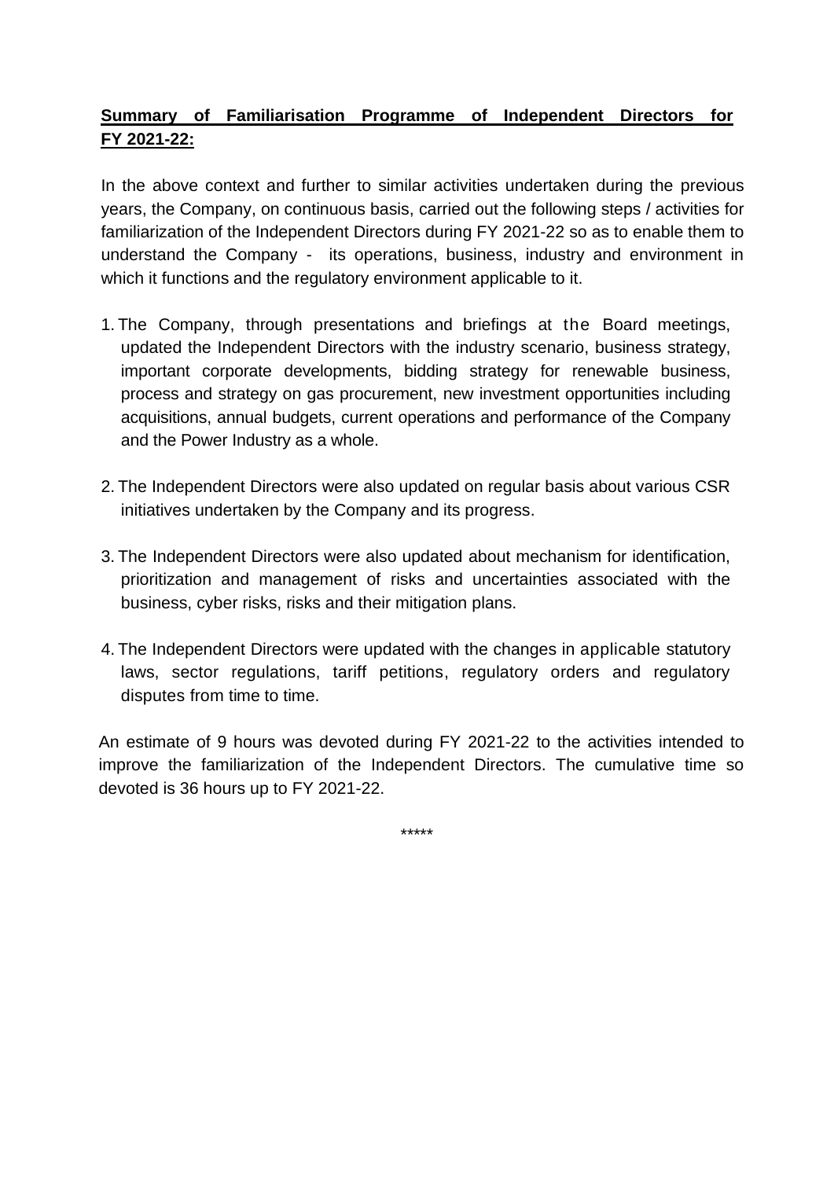**Summary of Familiarisation Programme of Independent Directors for FY 2021-22:**

In the above context and further to similar activities undertaken during the previous years, the Company, on continuous basis, carried out the following steps / activities for familiarization of the Independent Directors during FY 2021-22 so as to enable them to understand the Company - its operations, business, industry and environment in which it functions and the regulatory environment applicable to it.

1. The Company, through presentations and briefings at the Board meetings, updated the Independent Directors with the industry scenario, business strategy, important corporate developments, bidding strategy for renewable business, process and strategy on gas procurement, new investment opportunities including acquisitions, annual budgets, current operations and performance of the Company and the Power Industry as a whole.

2. The Independent Directors were also updated on regular basis about various CSR initiatives undertaken by the Company and its progress.

3. The Independent Directors were also updated about mechanism for identification, prioritization and management of risks and uncertainties associated with the business, cyber risks, risks and their mitigation plans.

4. The Independent Directors were updated with the changes in applicable statutory laws, sector regulations, tariff petitions, regulatory orders and regulatory disputes from time to time.

An estimate of 9 hours was devoted during FY 2021-22 to the activities intended to improve the familiarization of the Independent Directors. The cumulative time so devoted is 36 hours up to FY 2021-22.

*****